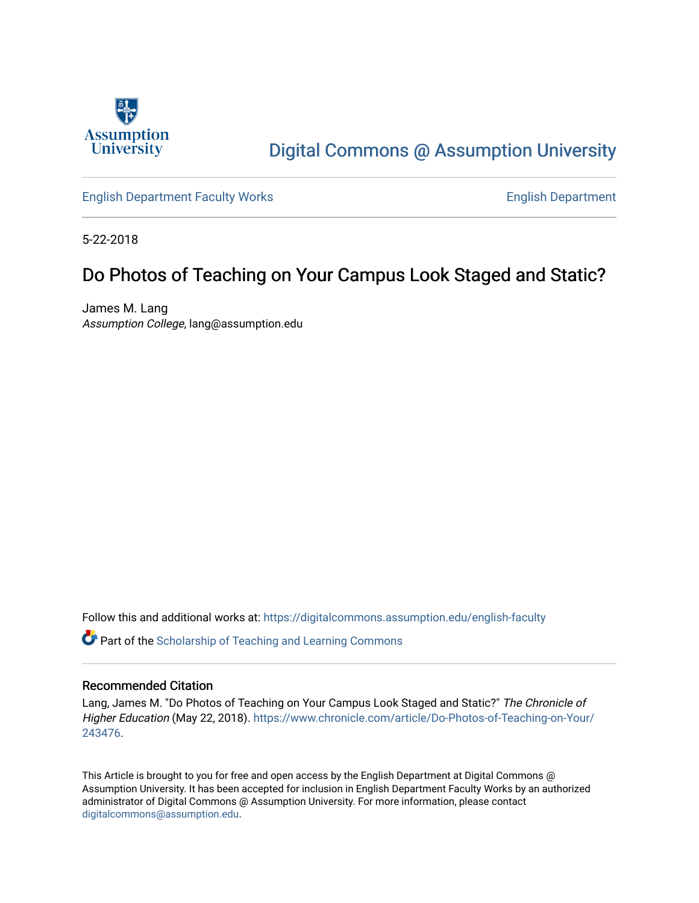Assumption University

# Digital Commons @ Assumption University

English Department Faculty Works | English Department

5-22-2018

## Do Photos of Teaching on Your Campus Look Staged and Static?

James M. Lang
*Assumption College*, lang@assumption.edu

Follow this and additional works at: https://digitalcommons.assumption.edu/english-faculty

Part of the Scholarship of Teaching and Learning Commons

### Recommended Citation

Lang, James M. "Do Photos of Teaching on Your Campus Look Staged and Static?" *The Chronicle of Higher Education* (May 22, 2018). https://www.chronicle.com/article/Do-Photos-of-Teaching-on-Your/243476.

This Article is brought to you for free and open access by the English Department at Digital Commons @ Assumption University. It has been accepted for inclusion in English Department Faculty Works by an authorized administrator of Digital Commons @ Assumption University. For more information, please contact digitalcommons@assumption.edu.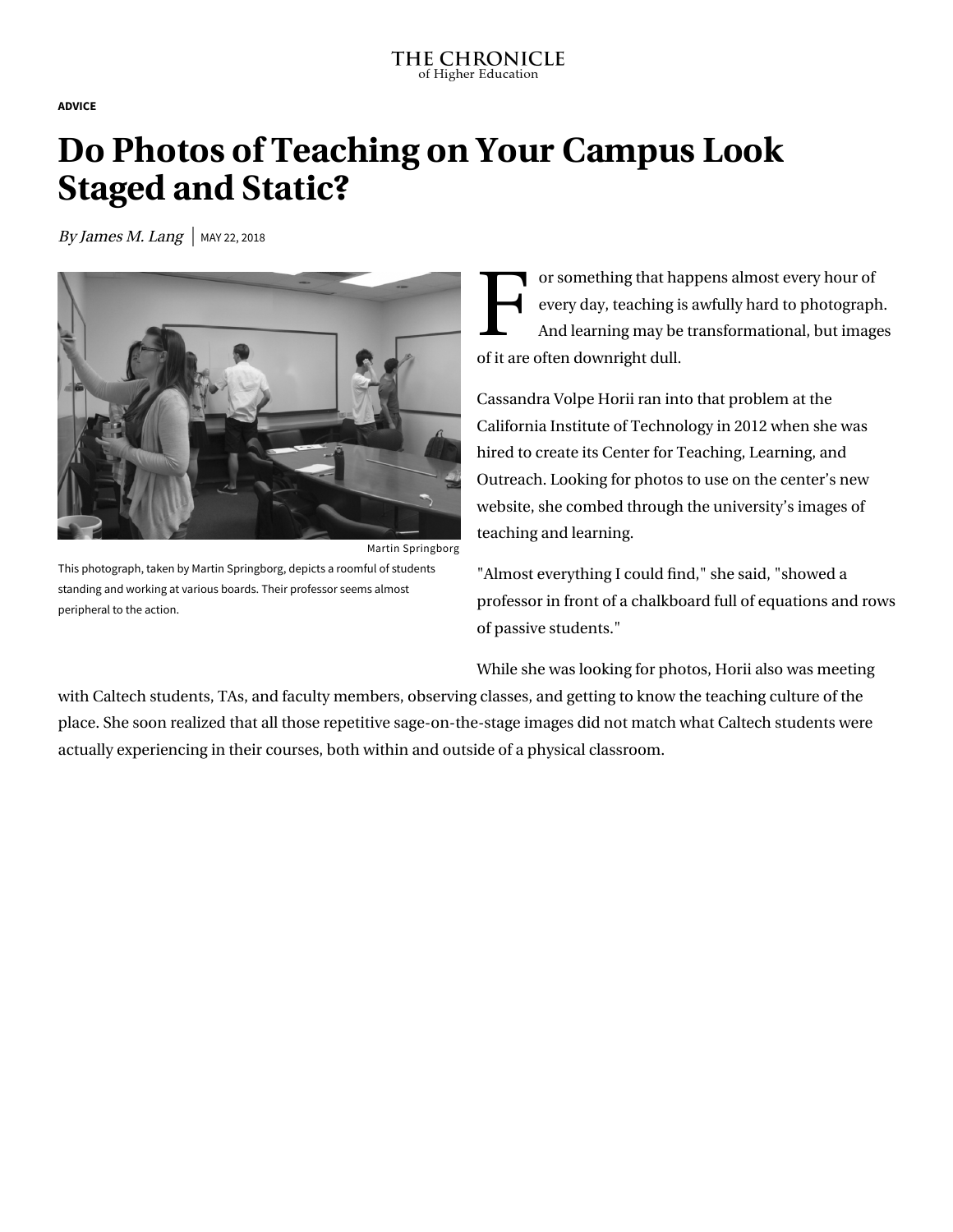THE CHRONICLE
of Higher Education

**ADVICE**

# Do Photos of Teaching on Your Campus Look Staged and Static?

*By James M. Lang* | MAY 22, 2018

Martin Springborg

This photograph, taken by Martin Springborg, depicts a roomful of students standing and working at various boards. Their professor seems almost peripheral to the action.

For something that happens almost every hour of every day, teaching is awfully hard to photograph. And learning may be transformational, but images of it are often downright dull.

Cassandra Volpe Horii ran into that problem at the California Institute of Technology in 2012 when she was hired to create its Center for Teaching, Learning, and Outreach. Looking for photos to use on the center's new website, she combed through the university's images of teaching and learning.

"Almost everything I could find," she said, "showed a professor in front of a chalkboard full of equations and rows of passive students."

While she was looking for photos, Horii also was meeting with Caltech students, TAs, and faculty members, observing classes, and getting to know the teaching culture of the place. She soon realized that all those repetitive sage-on-the-stage images did not match what Caltech students were actually experiencing in their courses, both within and outside of a physical classroom.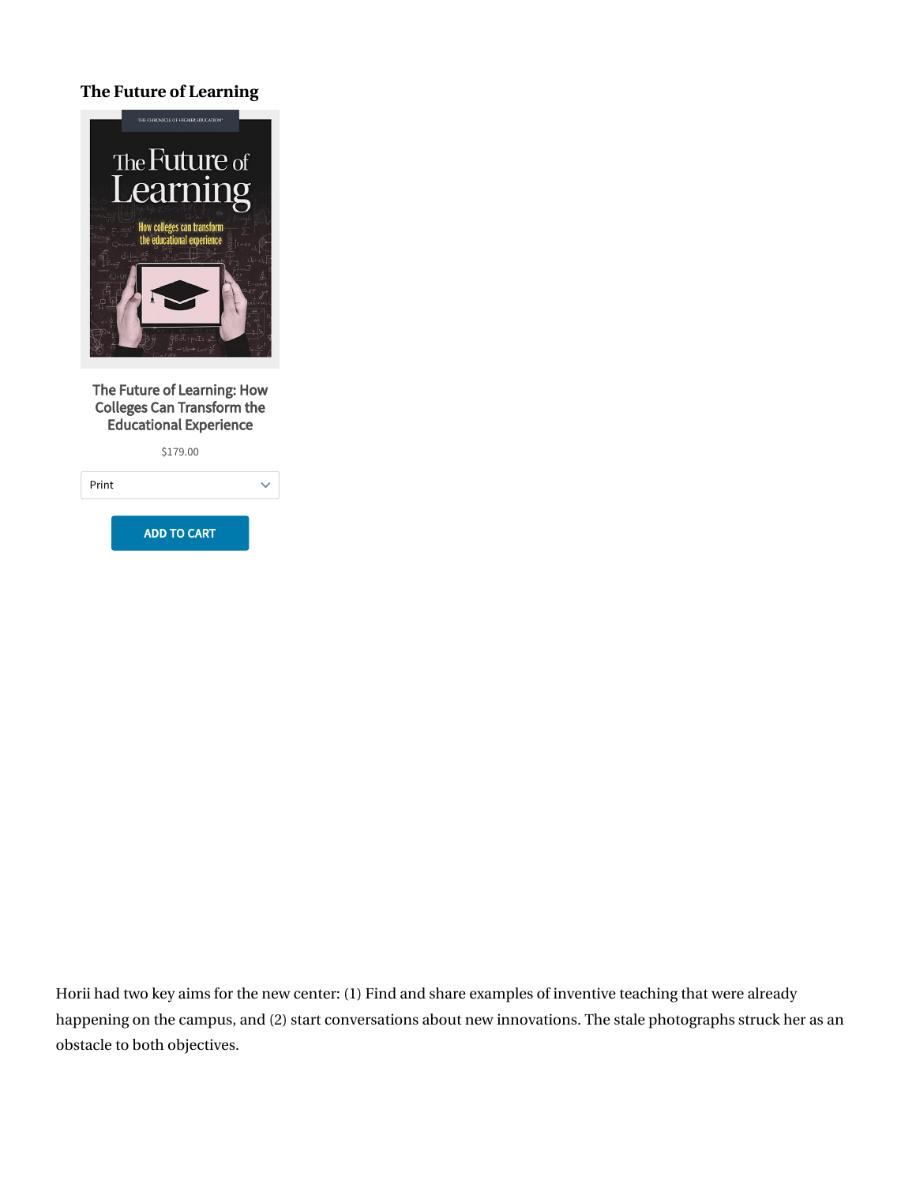### The Future of Learning

The Future of Learning: How Colleges Can Transform the Educational Experience

$179.00

Print

ADD TO CART

Horii had two key aims for the new center: (1) Find and share examples of inventive teaching that were already happening on the campus, and (2) start conversations about new innovations. The stale photographs struck her as an obstacle to both objectives.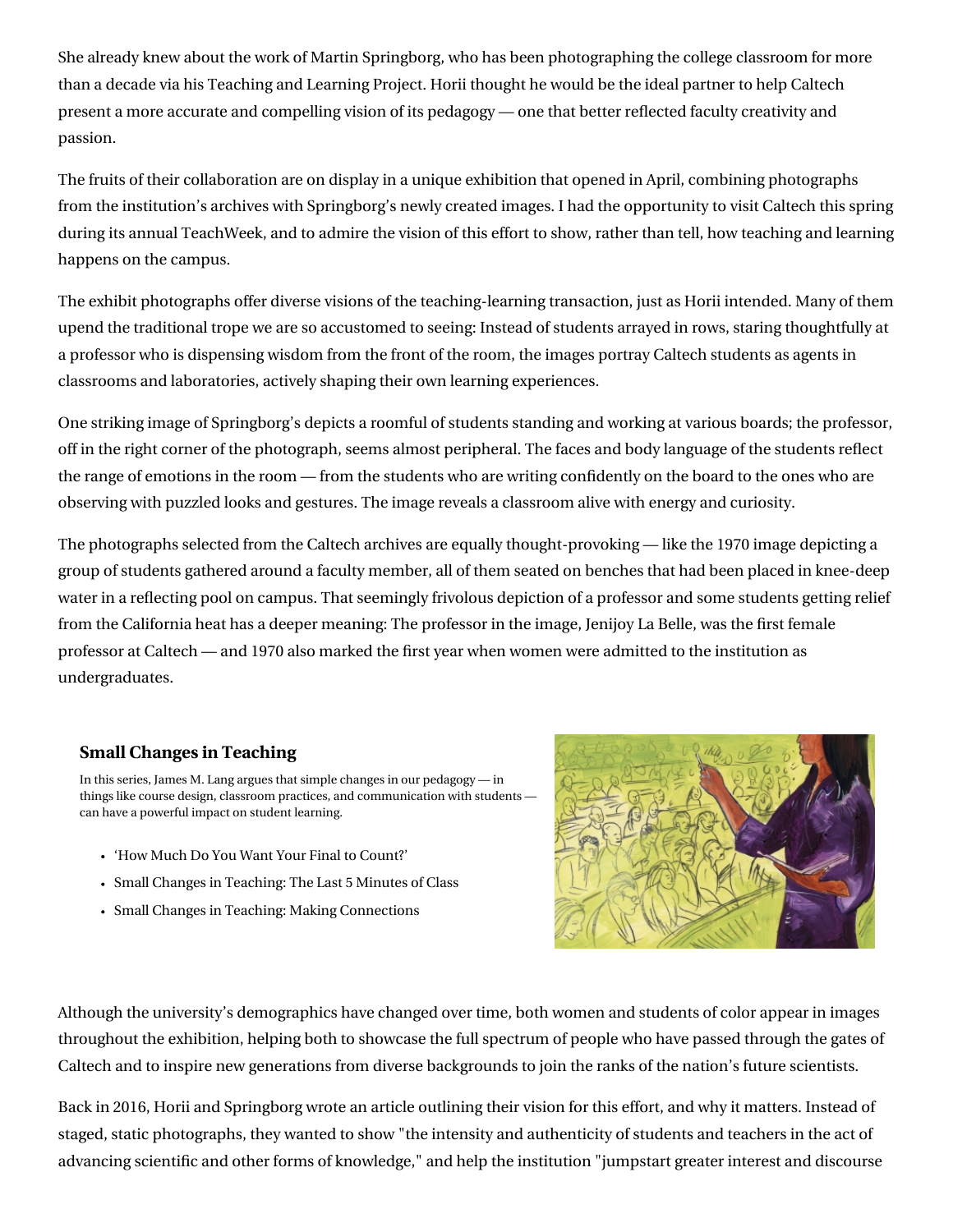She already knew about the work of Martin Springborg, who has been photographing the college classroom for more than a decade via his Teaching and Learning Project. Horii thought he would be the ideal partner to help Caltech present a more accurate and compelling vision of its pedagogy — one that better reflected faculty creativity and passion.

The fruits of their collaboration are on display in a unique exhibition that opened in April, combining photographs from the institution's archives with Springborg's newly created images. I had the opportunity to visit Caltech this spring during its annual TeachWeek, and to admire the vision of this effort to show, rather than tell, how teaching and learning happens on the campus.

The exhibit photographs offer diverse visions of the teaching-learning transaction, just as Horii intended. Many of them upend the traditional trope we are so accustomed to seeing: Instead of students arrayed in rows, staring thoughtfully at a professor who is dispensing wisdom from the front of the room, the images portray Caltech students as agents in classrooms and laboratories, actively shaping their own learning experiences.

One striking image of Springborg's depicts a roomful of students standing and working at various boards; the professor, off in the right corner of the photograph, seems almost peripheral. The faces and body language of the students reflect the range of emotions in the room — from the students who are writing confidently on the board to the ones who are observing with puzzled looks and gestures. The image reveals a classroom alive with energy and curiosity.

The photographs selected from the Caltech archives are equally thought-provoking — like the 1970 image depicting a group of students gathered around a faculty member, all of them seated on benches that had been placed in knee-deep water in a reflecting pool on campus. That seemingly frivolous depiction of a professor and some students getting relief from the California heat has a deeper meaning: The professor in the image, Jenijoy La Belle, was the first female professor at Caltech — and 1970 also marked the first year when women were admitted to the institution as undergraduates.

### Small Changes in Teaching

In this series, James M. Lang argues that simple changes in our pedagogy — in things like course design, classroom practices, and communication with students — can have a powerful impact on student learning.

- 'How Much Do You Want Your Final to Count?'
- Small Changes in Teaching: The Last 5 Minutes of Class
- Small Changes in Teaching: Making Connections

Although the university's demographics have changed over time, both women and students of color appear in images throughout the exhibition, helping both to showcase the full spectrum of people who have passed through the gates of Caltech and to inspire new generations from diverse backgrounds to join the ranks of the nation's future scientists.

Back in 2016, Horii and Springborg wrote an article outlining their vision for this effort, and why it matters. Instead of staged, static photographs, they wanted to show "the intensity and authenticity of students and teachers in the act of advancing scientific and other forms of knowledge," and help the institution "jumpstart greater interest and discourse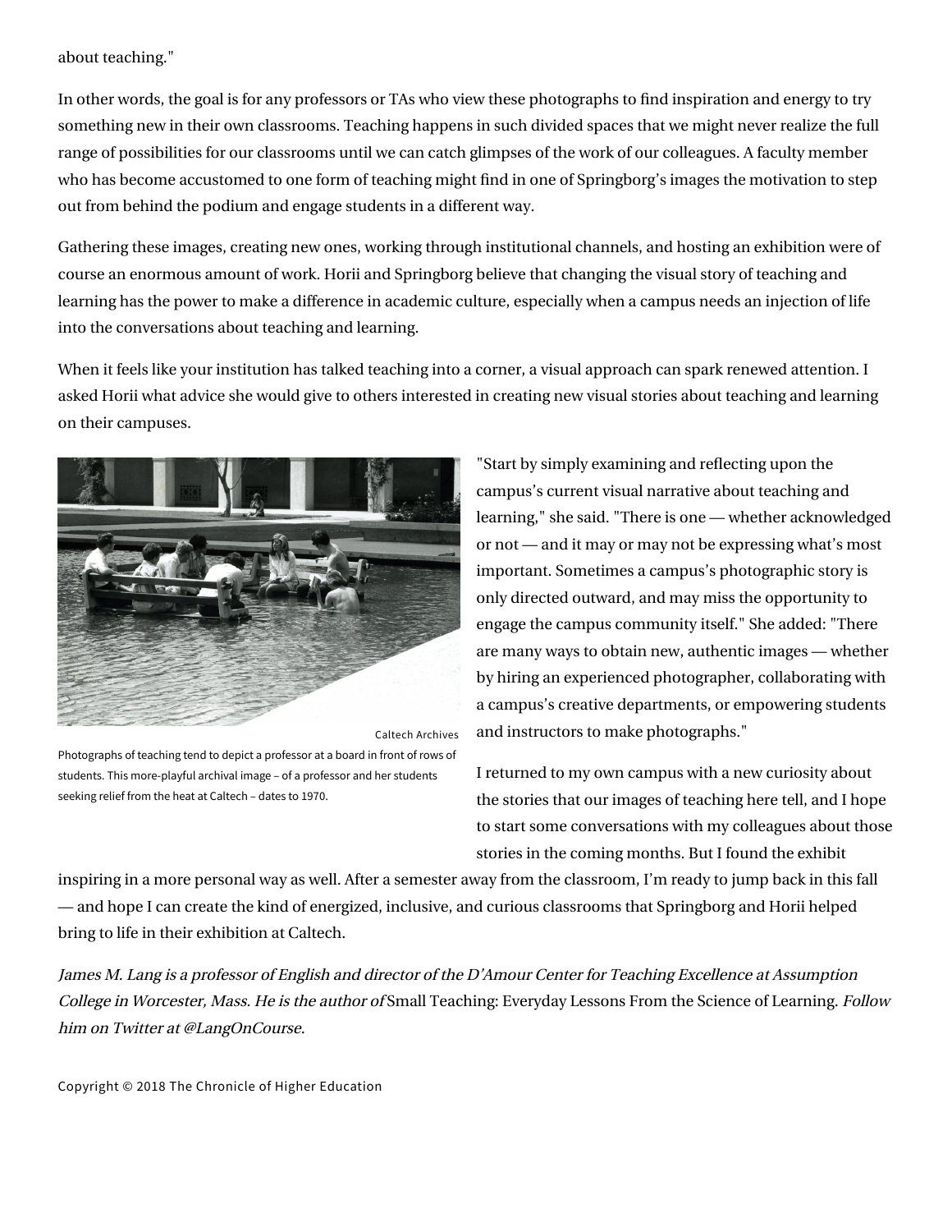about teaching."

In other words, the goal is for any professors or TAs who view these photographs to find inspiration and energy to try something new in their own classrooms. Teaching happens in such divided spaces that we might never realize the full range of possibilities for our classrooms until we can catch glimpses of the work of our colleagues. A faculty member who has become accustomed to one form of teaching might find in one of Springborg's images the motivation to step out from behind the podium and engage students in a different way.

Gathering these images, creating new ones, working through institutional channels, and hosting an exhibition were of course an enormous amount of work. Horii and Springborg believe that changing the visual story of teaching and learning has the power to make a difference in academic culture, especially when a campus needs an injection of life into the conversations about teaching and learning.

When it feels like your institution has talked teaching into a corner, a visual approach can spark renewed attention. I asked Horii what advice she would give to others interested in creating new visual stories about teaching and learning on their campuses.

Caltech Archives

Photographs of teaching tend to depict a professor at a board in front of rows of students. This more-playful archival image – of a professor and her students seeking relief from the heat at Caltech – dates to 1970.

"Start by simply examining and reflecting upon the campus's current visual narrative about teaching and learning," she said. "There is one — whether acknowledged or not — and it may or may not be expressing what's most important. Sometimes a campus's photographic story is only directed outward, and may miss the opportunity to engage the campus community itself." She added: "There are many ways to obtain new, authentic images — whether by hiring an experienced photographer, collaborating with a campus's creative departments, or empowering students and instructors to make photographs."

I returned to my own campus with a new curiosity about the stories that our images of teaching here tell, and I hope to start some conversations with my colleagues about those stories in the coming months. But I found the exhibit inspiring in a more personal way as well. After a semester away from the classroom, I'm ready to jump back in this fall — and hope I can create the kind of energized, inclusive, and curious classrooms that Springborg and Horii helped bring to life in their exhibition at Caltech.

*James M. Lang is a professor of English and director of the D'Amour Center for Teaching Excellence at Assumption College in Worcester, Mass. He is the author of* Small Teaching: Everyday Lessons From the Science of Learning. *Follow him on Twitter at @LangOnCourse.*

Copyright © 2018 The Chronicle of Higher Education